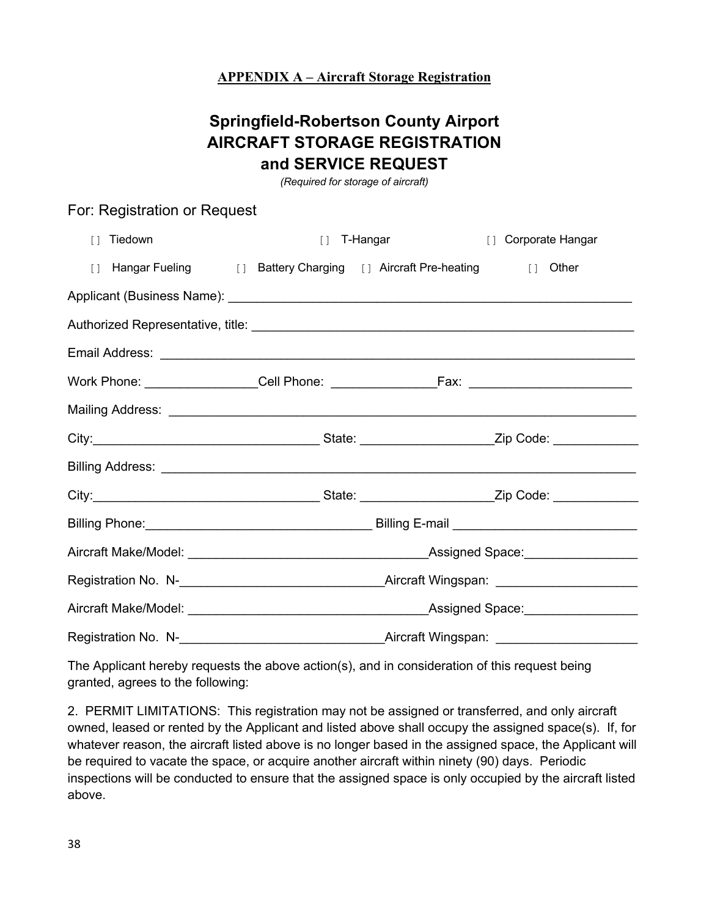**APPENDIX A – Aircraft Storage Registration**

# Springfield-Robertson County Airport
# AIRCRAFT STORAGE REGISTRATION
# and SERVICE REQUEST

*(Required for storage of aircraft)*

For: Registration or Request

[ ] Tiedown [ ] T-Hangar [ ] Corporate Hangar

[ ] Hangar Fueling [ ] Battery Charging [ ] Aircraft Pre-heating [ ] Other

Applicant (Business Name): ___________________________________________________________

Authorized Representative, title: ______________________________________________________

Email Address: ___________________________________________________________________

Work Phone: ________________Cell Phone: _______________Fax: _______________________

Mailing Address: __________________________________________________________________

City:________________________________ State: ___________________Zip Code: ____________

Billing Address: ___________________________________________________________________

City:________________________________ State: ___________________Zip Code: ____________

Billing Phone:_______________________________ Billing E-mail _________________________

Aircraft Make/Model: _________________________________Assigned Space:________________

Registration No. N-____________________________Aircraft Wingspan: ____________________

Aircraft Make/Model: _________________________________Assigned Space:________________

Registration No. N-____________________________Aircraft Wingspan: ____________________

The Applicant hereby requests the above action(s), and in consideration of this request being granted, agrees to the following:

2. PERMIT LIMITATIONS: This registration may not be assigned or transferred, and only aircraft owned, leased or rented by the Applicant and listed above shall occupy the assigned space(s). If, for whatever reason, the aircraft listed above is no longer based in the assigned space, the Applicant will be required to vacate the space, or acquire another aircraft within ninety (90) days. Periodic inspections will be conducted to ensure that the assigned space is only occupied by the aircraft listed above.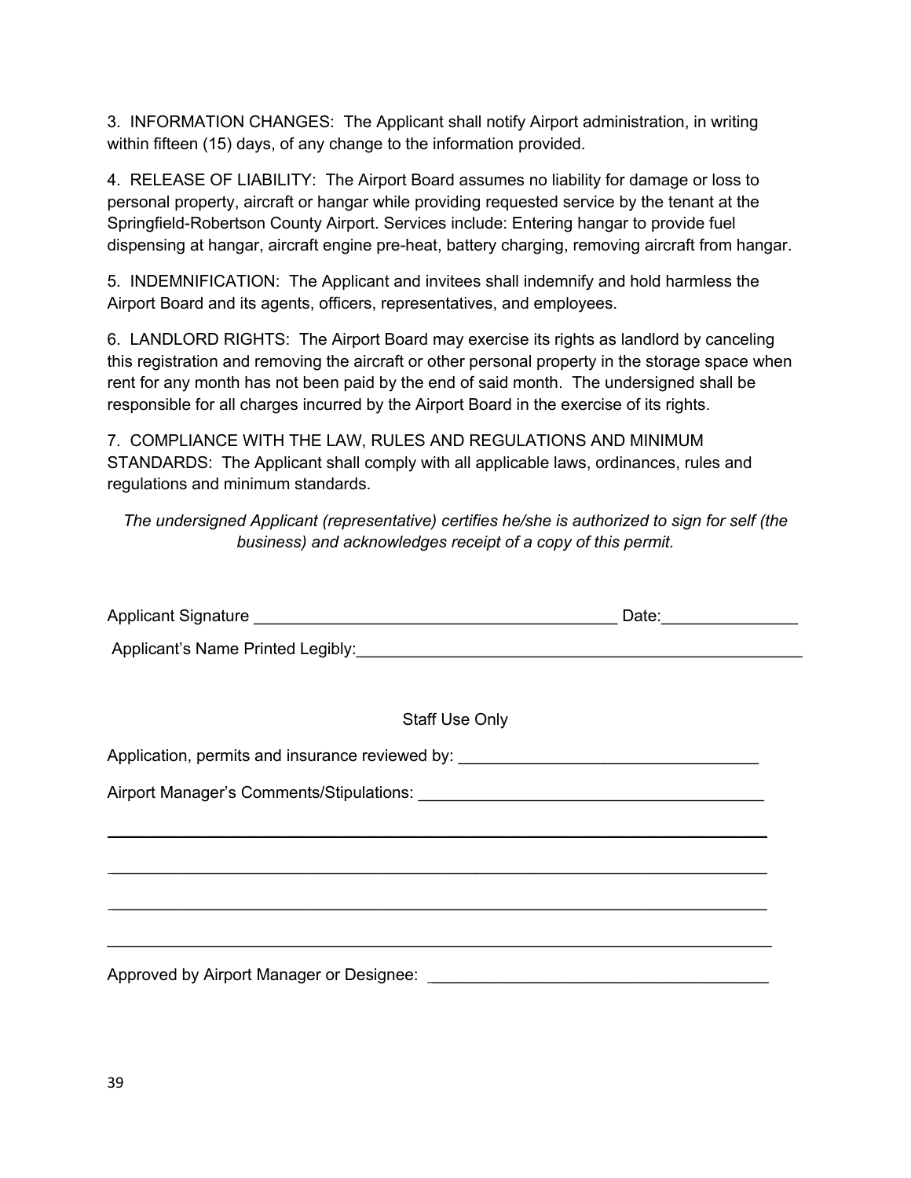3. INFORMATION CHANGES: The Applicant shall notify Airport administration, in writing within fifteen (15) days, of any change to the information provided.

4. RELEASE OF LIABILITY: The Airport Board assumes no liability for damage or loss to personal property, aircraft or hangar while providing requested service by the tenant at the Springfield-Robertson County Airport. Services include: Entering hangar to provide fuel dispensing at hangar, aircraft engine pre-heat, battery charging, removing aircraft from hangar.

5. INDEMNIFICATION: The Applicant and invitees shall indemnify and hold harmless the Airport Board and its agents, officers, representatives, and employees.

6. LANDLORD RIGHTS: The Airport Board may exercise its rights as landlord by canceling this registration and removing the aircraft or other personal property in the storage space when rent for any month has not been paid by the end of said month. The undersigned shall be responsible for all charges incurred by the Airport Board in the exercise of its rights.

7. COMPLIANCE WITH THE LAW, RULES AND REGULATIONS AND MINIMUM STANDARDS: The Applicant shall comply with all applicable laws, ordinances, rules and regulations and minimum standards.

*The undersigned Applicant (representative) certifies he/she is authorized to sign for self (the business) and acknowledges receipt of a copy of this permit.*

Applicant Signature ________________________________________ Date:_______________

Applicant's Name Printed Legibly:__________________________________________________

Staff Use Only

Application, permits and insurance reviewed by: _________________________________

Airport Manager's Comments/Stipulations: ______________________________________

__________________________________________________________________________

__________________________________________________________________________

__________________________________________________________________________

__________________________________________________________________________

Approved by Airport Manager or Designee: ______________________________________